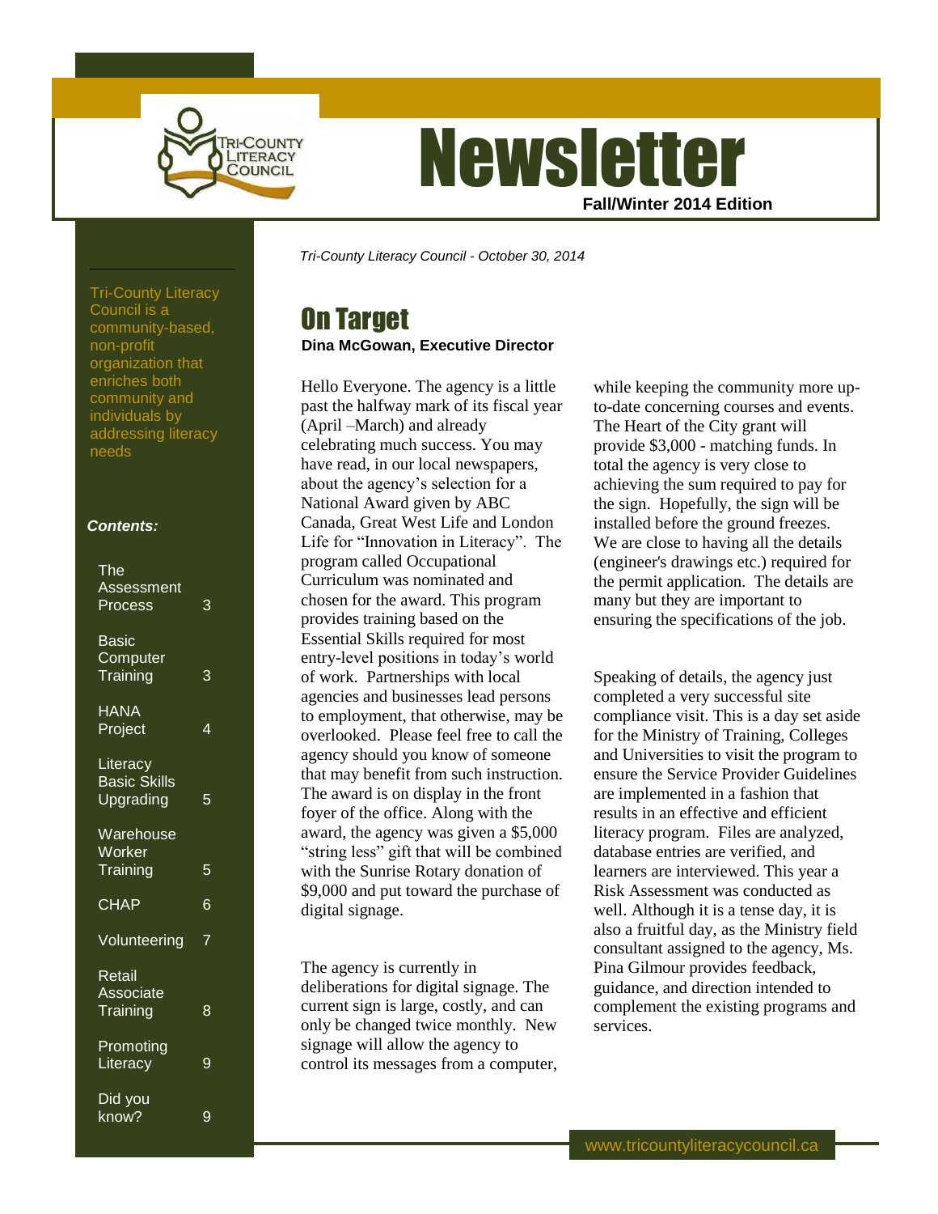# Newsletter

**Fall/Winter 2014 Edition**

Tri-County Literacy Council is a community-based, non-profit organization that enriches both community and individuals by addressing literacy needs

***Contents:***

| | |
|---|---|
| The Assessment Process | 3 |
| Basic Computer Training | 3 |
| HANA Project | 4 |
| Literacy Basic Skills Upgrading | 5 |
| Warehouse Worker Training | 5 |
| CHAP | 6 |
| Volunteering | 7 |
| Retail Associate Training | 8 |
| Promoting Literacy | 9 |
| Did you know? | 9 |

*Tri-County Literacy Council - October 30, 2014*

## On Target

**Dina McGowan, Executive Director**

Hello Everyone. The agency is a little past the halfway mark of its fiscal year (April –March) and already celebrating much success. You may have read, in our local newspapers, about the agency's selection for a National Award given by ABC Canada, Great West Life and London Life for "Innovation in Literacy". The program called Occupational Curriculum was nominated and chosen for the award. This program provides training based on the Essential Skills required for most entry-level positions in today's world of work. Partnerships with local agencies and businesses lead persons to employment, that otherwise, may be overlooked. Please feel free to call the agency should you know of someone that may benefit from such instruction. The award is on display in the front foyer of the office. Along with the award, the agency was given a $5,000 "string less" gift that will be combined with the Sunrise Rotary donation of $9,000 and put toward the purchase of digital signage.

The agency is currently in deliberations for digital signage. The current sign is large, costly, and can only be changed twice monthly. New signage will allow the agency to control its messages from a computer, while keeping the community more up-to-date concerning courses and events. The Heart of the City grant will provide $3,000 - matching funds. In total the agency is very close to achieving the sum required to pay for the sign. Hopefully, the sign will be installed before the ground freezes. We are close to having all the details (engineer's drawings etc.) required for the permit application. The details are many but they are important to ensuring the specifications of the job.

Speaking of details, the agency just completed a very successful site compliance visit. This is a day set aside for the Ministry of Training, Colleges and Universities to visit the program to ensure the Service Provider Guidelines are implemented in a fashion that results in an effective and efficient literacy program. Files are analyzed, database entries are verified, and learners are interviewed. This year a Risk Assessment was conducted as well. Although it is a tense day, it is also a fruitful day, as the Ministry field consultant assigned to the agency, Ms. Pina Gilmour provides feedback, guidance, and direction intended to complement the existing programs and services.

www.tricountyliteracycouncil.ca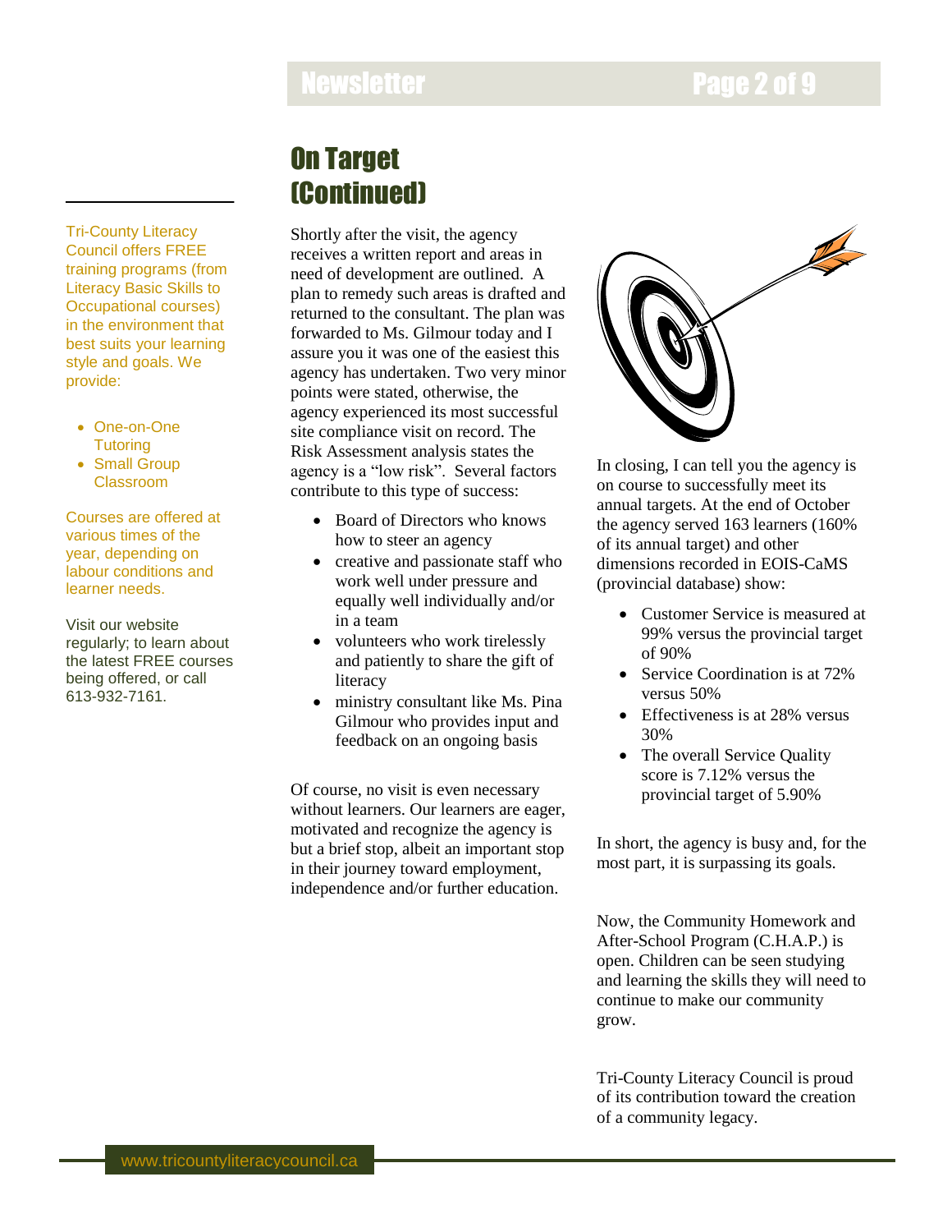Tri-County Literacy Council offers FREE training programs (from Literacy Basic Skills to Occupational courses) in the environment that best suits your learning style and goals. We provide:

- One-on-One Tutoring
- Small Group Classroom

Courses are offered at various times of the year, depending on labour conditions and learner needs.

Visit our website regularly; to learn about the latest FREE courses being offered, or call 613-932-7161.

# On Target (Continued)

Shortly after the visit, the agency receives a written report and areas in need of development are outlined. A plan to remedy such areas is drafted and returned to the consultant. The plan was forwarded to Ms. Gilmour today and I assure you it was one of the easiest this agency has undertaken. Two very minor points were stated, otherwise, the agency experienced its most successful site compliance visit on record. The Risk Assessment analysis states the agency is a "low risk". Several factors contribute to this type of success:

- Board of Directors who knows how to steer an agency
- creative and passionate staff who work well under pressure and equally well individually and/or in a team
- volunteers who work tirelessly and patiently to share the gift of literacy
- ministry consultant like Ms. Pina Gilmour who provides input and feedback on an ongoing basis

Of course, no visit is even necessary without learners. Our learners are eager, motivated and recognize the agency is but a brief stop, albeit an important stop in their journey toward employment, independence and/or further education.

In closing, I can tell you the agency is on course to successfully meet its annual targets. At the end of October the agency served 163 learners (160% of its annual target) and other dimensions recorded in EOIS-CaMS (provincial database) show:

- Customer Service is measured at 99% versus the provincial target of 90%
- Service Coordination is at 72% versus 50%
- Effectiveness is at 28% versus 30%
- The overall Service Quality score is 7.12% versus the provincial target of 5.90%

In short, the agency is busy and, for the most part, it is surpassing its goals.

Now, the Community Homework and After-School Program (C.H.A.P.) is open. Children can be seen studying and learning the skills they will need to continue to make our community grow.

Tri-County Literacy Council is proud of its contribution toward the creation of a community legacy.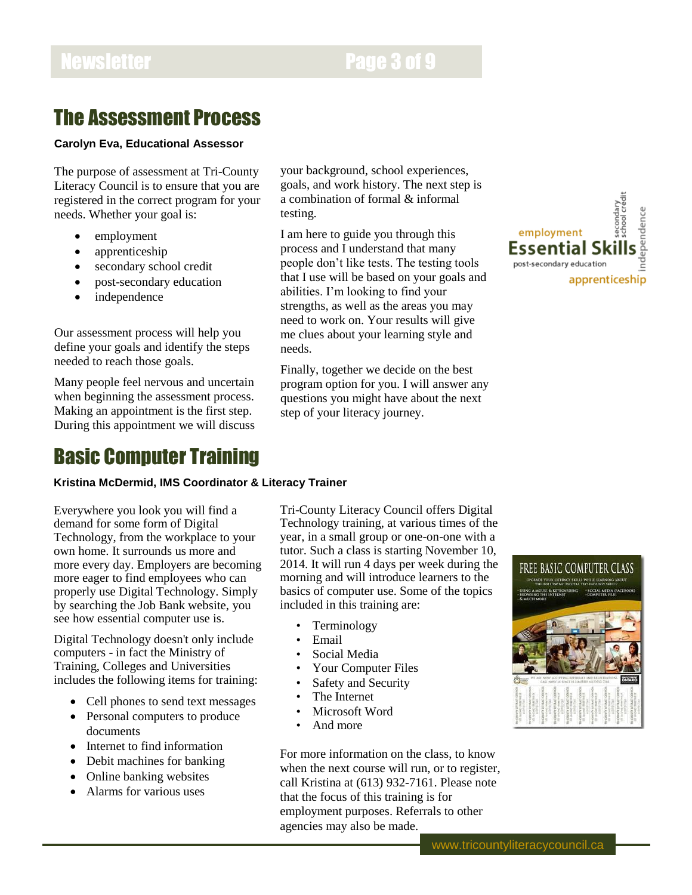## The Assessment Process

**Carolyn Eva, Educational Assessor**

The purpose of assessment at Tri-County Literacy Council is to ensure that you are registered in the correct program for your needs. Whether your goal is:

- employment
- apprenticeship
- secondary school credit
- post-secondary education
- independence

Our assessment process will help you define your goals and identify the steps needed to reach those goals.

Many people feel nervous and uncertain when beginning the assessment process. Making an appointment is the first step. During this appointment we will discuss your background, school experiences, goals, and work history. The next step is a combination of formal & informal testing.

I am here to guide you through this process and I understand that many people don't like tests. The testing tools that I use will be based on your goals and abilities. I'm looking to find your strengths, as well as the areas you may need to work on. Your results will give me clues about your learning style and needs.

Finally, together we decide on the best program option for you. I will answer any questions you might have about the next step of your literacy journey.

## Basic Computer Training

**Kristina McDermid, IMS Coordinator & Literacy Trainer**

Everywhere you look you will find a demand for some form of Digital Technology, from the workplace to your own home. It surrounds us more and more every day. Employers are becoming more eager to find employees who can properly use Digital Technology. Simply by searching the Job Bank website, you see how essential computer use is.

Digital Technology doesn't only include computers - in fact the Ministry of Training, Colleges and Universities includes the following items for training:

- Cell phones to send text messages
- Personal computers to produce documents
- Internet to find information
- Debit machines for banking
- Online banking websites
- Alarms for various uses

Tri-County Literacy Council offers Digital Technology training, at various times of the year, in a small group or one-on-one with a tutor. Such a class is starting November 10, 2014. It will run 4 days per week during the morning and will introduce learners to the basics of computer use. Some of the topics included in this training are:

- Terminology
- Email
- Social Media
- Your Computer Files
- Safety and Security
- The Internet
- Microsoft Word
- And more

For more information on the class, to know when the next course will run, or to register, call Kristina at (613) 932-7161. Please note that the focus of this training is for employment purposes. Referrals to other agencies may also be made.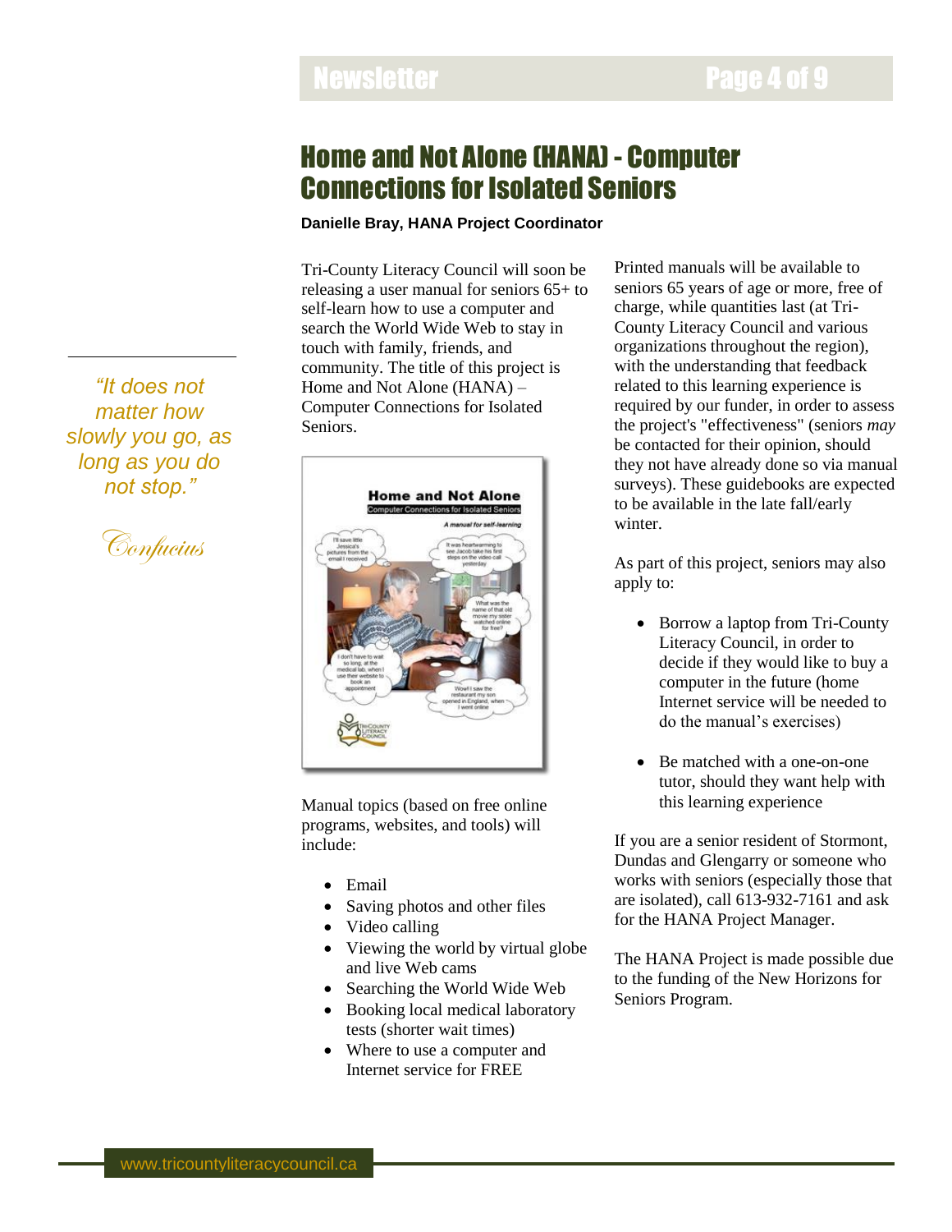# Home and Not Alone (HANA) - Computer Connections for Isolated Seniors

**Danielle Bray, HANA Project Coordinator**

*"It does not matter how slowly you go, as long as you do not stop."*

*Confucius*

Tri-County Literacy Council will soon be releasing a user manual for seniors 65+ to self-learn how to use a computer and search the World Wide Web to stay in touch with family, friends, and community. The title of this project is Home and Not Alone (HANA) – Computer Connections for Isolated Seniors.

Manual topics (based on free online programs, websites, and tools) will include:

- Email
- Saving photos and other files
- Video calling
- Viewing the world by virtual globe and live Web cams
- Searching the World Wide Web
- Booking local medical laboratory tests (shorter wait times)
- Where to use a computer and Internet service for FREE

Printed manuals will be available to seniors 65 years of age or more, free of charge, while quantities last (at Tri-County Literacy Council and various organizations throughout the region), with the understanding that feedback related to this learning experience is required by our funder, in order to assess the project's "effectiveness" (seniors *may* be contacted for their opinion, should they not have already done so via manual surveys). These guidebooks are expected to be available in the late fall/early winter.

As part of this project, seniors may also apply to:

- Borrow a laptop from Tri-County Literacy Council, in order to decide if they would like to buy a computer in the future (home Internet service will be needed to do the manual's exercises)
- Be matched with a one-on-one tutor, should they want help with this learning experience

If you are a senior resident of Stormont, Dundas and Glengarry or someone who works with seniors (especially those that are isolated), call 613-932-7161 and ask for the HANA Project Manager.

The HANA Project is made possible due to the funding of the New Horizons for Seniors Program.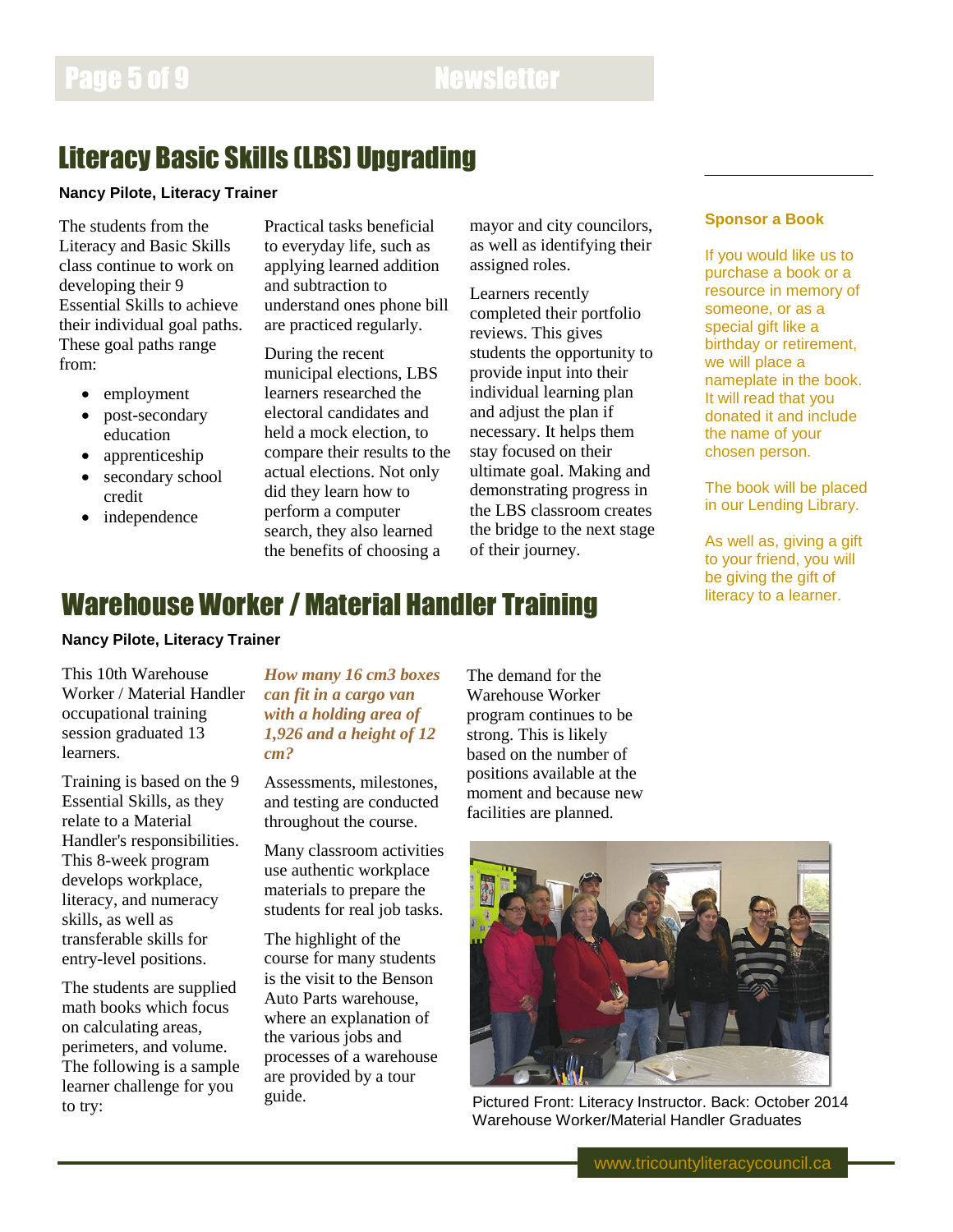## Literacy Basic Skills (LBS) Upgrading

**Nancy Pilote, Literacy Trainer**

The students from the Literacy and Basic Skills class continue to work on developing their 9 Essential Skills to achieve their individual goal paths. These goal paths range from:

- employment
- post-secondary education
- apprenticeship
- secondary school credit
- independence

Practical tasks beneficial to everyday life, such as applying learned addition and subtraction to understand ones phone bill are practiced regularly.

During the recent municipal elections, LBS learners researched the electoral candidates and held a mock election, to compare their results to the actual elections. Not only did they learn how to perform a computer search, they also learned the benefits of choosing a mayor and city councilors, as well as identifying their assigned roles.

Learners recently completed their portfolio reviews. This gives students the opportunity to provide input into their individual learning plan and adjust the plan if necessary. It helps them stay focused on their ultimate goal. Making and demonstrating progress in the LBS classroom creates the bridge to the next stage of their journey.

**Sponsor a Book**

If you would like us to purchase a book or a resource in memory of someone, or as a special gift like a birthday or retirement, we will place a nameplate in the book. It will read that you donated it and include the name of your chosen person.

The book will be placed in our Lending Library.

As well as, giving a gift to your friend, you will be giving the gift of literacy to a learner.

## Warehouse Worker / Material Handler Training

**Nancy Pilote, Literacy Trainer**

This 10th Warehouse Worker / Material Handler occupational training session graduated 13 learners.

Training is based on the 9 Essential Skills, as they relate to a Material Handler's responsibilities. This 8-week program develops workplace, literacy, and numeracy skills, as well as transferable skills for entry-level positions.

The students are supplied math books which focus on calculating areas, perimeters, and volume. The following is a sample learner challenge for you to try:

***How many 16 cm3 boxes can fit in a cargo van with a holding area of 1,926 and a height of 12 cm?***

Assessments, milestones, and testing are conducted throughout the course.

Many classroom activities use authentic workplace materials to prepare the students for real job tasks.

The highlight of the course for many students is the visit to the Benson Auto Parts warehouse, where an explanation of the various jobs and processes of a warehouse are provided by a tour guide.

The demand for the Warehouse Worker program continues to be strong. This is likely based on the number of positions available at the moment and because new facilities are planned.

Pictured Front: Literacy Instructor. Back: October 2014 Warehouse Worker/Material Handler Graduates

www.tricountyliteracycouncil.ca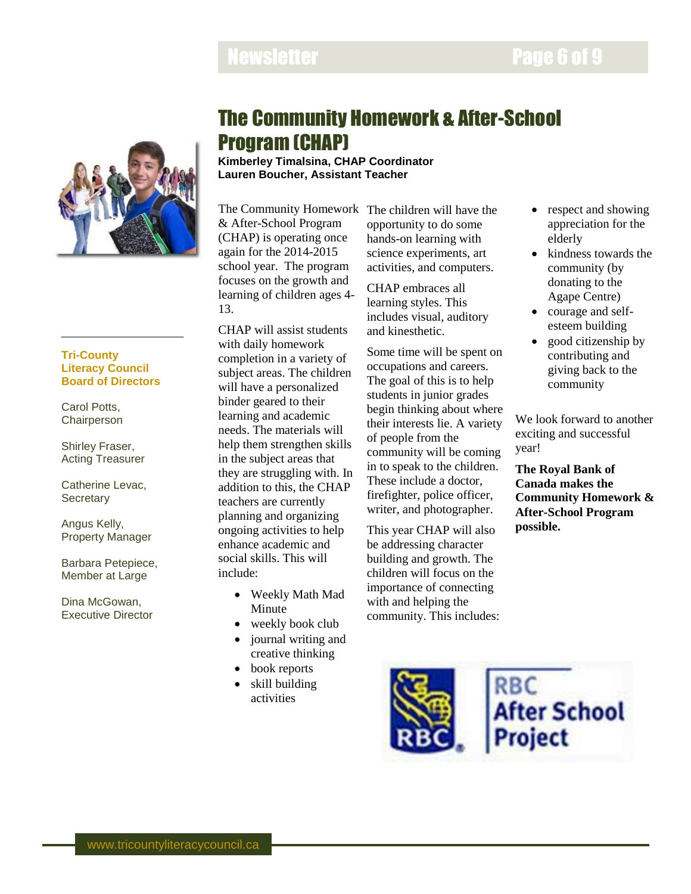# The Community Homework & After-School Program (CHAP)

**Kimberley Timalsina, CHAP Coordinator**
**Lauren Boucher, Assistant Teacher**

The Community Homework & After-School Program (CHAP) is operating once again for the 2014-2015 school year. The program focuses on the growth and learning of children ages 4-13.

CHAP will assist students with daily homework completion in a variety of subject areas. The children will have a personalized binder geared to their learning and academic needs. The materials will help them strengthen skills in the subject areas that they are struggling with. In addition to this, the CHAP teachers are currently planning and organizing ongoing activities to help enhance academic and social skills. This will include:

- Weekly Math Mad Minute
- weekly book club
- journal writing and creative thinking
- book reports
- skill building activities

The children will have the opportunity to do some hands-on learning with science experiments, art activities, and computers.

CHAP embraces all learning styles. This includes visual, auditory and kinesthetic.

Some time will be spent on occupations and careers. The goal of this is to help students in junior grades begin thinking about where their interests lie. A variety of people from the community will be coming in to speak to the children. These include a doctor, firefighter, police officer, writer, and photographer.

This year CHAP will also be addressing character building and growth. The children will focus on the importance of connecting with and helping the community. This includes:

- respect and showing appreciation for the elderly
- kindness towards the community (by donating to the Agape Centre)
- courage and self-esteem building
- good citizenship by contributing and giving back to the community

We look forward to another exciting and successful year!

**The Royal Bank of Canada makes the Community Homework & After-School Program possible.**

RBC After School Project

---

**Tri-County Literacy Council Board of Directors**

Carol Potts, Chairperson

Shirley Fraser, Acting Treasurer

Catherine Levac, Secretary

Angus Kelly, Property Manager

Barbara Petepiece, Member at Large

Dina McGowan, Executive Director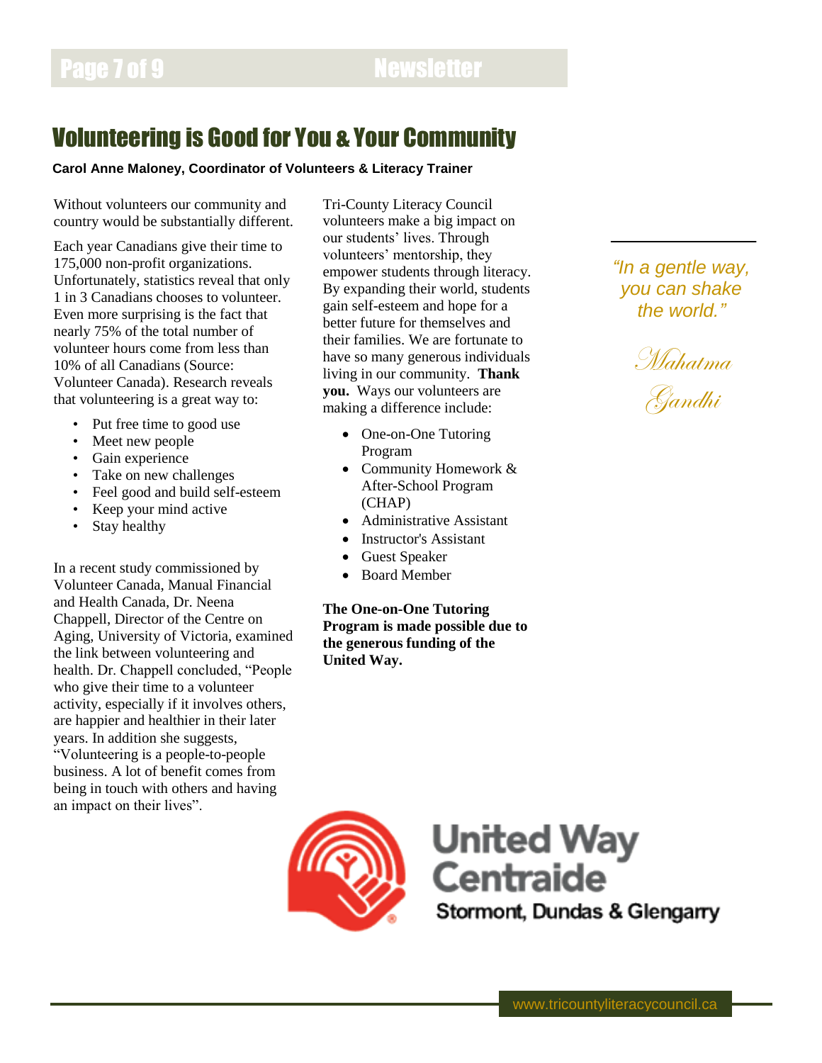# Volunteering is Good for You & Your Community

**Carol Anne Maloney, Coordinator of Volunteers & Literacy Trainer**

Without volunteers our community and country would be substantially different.

Each year Canadians give their time to 175,000 non-profit organizations. Unfortunately, statistics reveal that only 1 in 3 Canadians chooses to volunteer. Even more surprising is the fact that nearly 75% of the total number of volunteer hours come from less than 10% of all Canadians (Source: Volunteer Canada). Research reveals that volunteering is a great way to:

- Put free time to good use
- Meet new people
- Gain experience
- Take on new challenges
- Feel good and build self-esteem
- Keep your mind active
- Stay healthy

In a recent study commissioned by Volunteer Canada, Manual Financial and Health Canada, Dr. Neena Chappell, Director of the Centre on Aging, University of Victoria, examined the link between volunteering and health. Dr. Chappell concluded, "People who give their time to a volunteer activity, especially if it involves others, are happier and healthier in their later years. In addition she suggests, "Volunteering is a people-to-people business. A lot of benefit comes from being in touch with others and having an impact on their lives".

Tri-County Literacy Council volunteers make a big impact on our students' lives. Through volunteers' mentorship, they empower students through literacy. By expanding their world, students gain self-esteem and hope for a better future for themselves and their families. We are fortunate to have so many generous individuals living in our community. **Thank you.** Ways our volunteers are making a difference include:

- One-on-One Tutoring Program
- Community Homework & After-School Program (CHAP)
- Administrative Assistant
- Instructor's Assistant
- Guest Speaker
- Board Member

**The One-on-One Tutoring Program is made possible due to the generous funding of the United Way.**

*"In a gentle way, you can shake the world."*

*Mahatma Gandhi*

United Way Centraide Stormont, Dundas & Glengarry

www.tricountyliteracycouncil.ca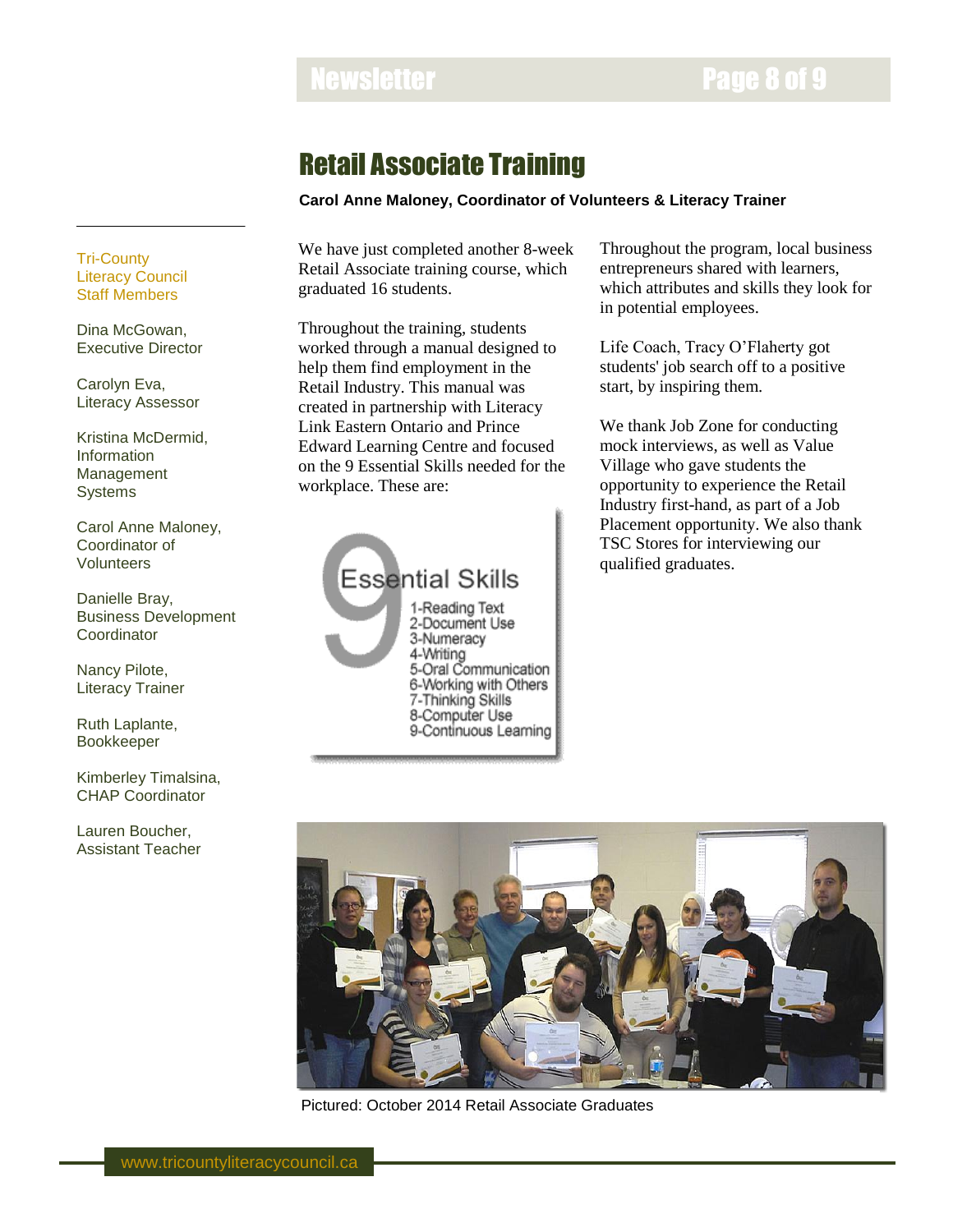# Retail Associate Training

**Carol Anne Maloney, Coordinator of Volunteers & Literacy Trainer**

We have just completed another 8-week Retail Associate training course, which graduated 16 students.

Throughout the training, students worked through a manual designed to help them find employment in the Retail Industry. This manual was created in partnership with Literacy Link Eastern Ontario and Prince Edward Learning Centre and focused on the 9 Essential Skills needed for the workplace. These are:

**9 Essential Skills**

1-Reading Text
2-Document Use
3-Numeracy
4-Writing
5-Oral Communication
6-Working with Others
7-Thinking Skills
8-Computer Use
9-Continuous Learning

Throughout the program, local business entrepreneurs shared with learners, which attributes and skills they look for in potential employees.

Life Coach, Tracy O'Flaherty got students' job search off to a positive start, by inspiring them.

We thank Job Zone for conducting mock interviews, as well as Value Village who gave students the opportunity to experience the Retail Industry first-hand, as part of a Job Placement opportunity. We also thank TSC Stores for interviewing our qualified graduates.

Pictured: October 2014 Retail Associate Graduates

---

**Tri-County Literacy Council Staff Members**

Dina McGowan, Executive Director

Carolyn Eva, Literacy Assessor

Kristina McDermid, Information Management Systems

Carol Anne Maloney, Coordinator of Volunteers

Danielle Bray, Business Development Coordinator

Nancy Pilote, Literacy Trainer

Ruth Laplante, Bookkeeper

Kimberley Timalsina, CHAP Coordinator

Lauren Boucher, Assistant Teacher

www.tricountyliteracycouncil.ca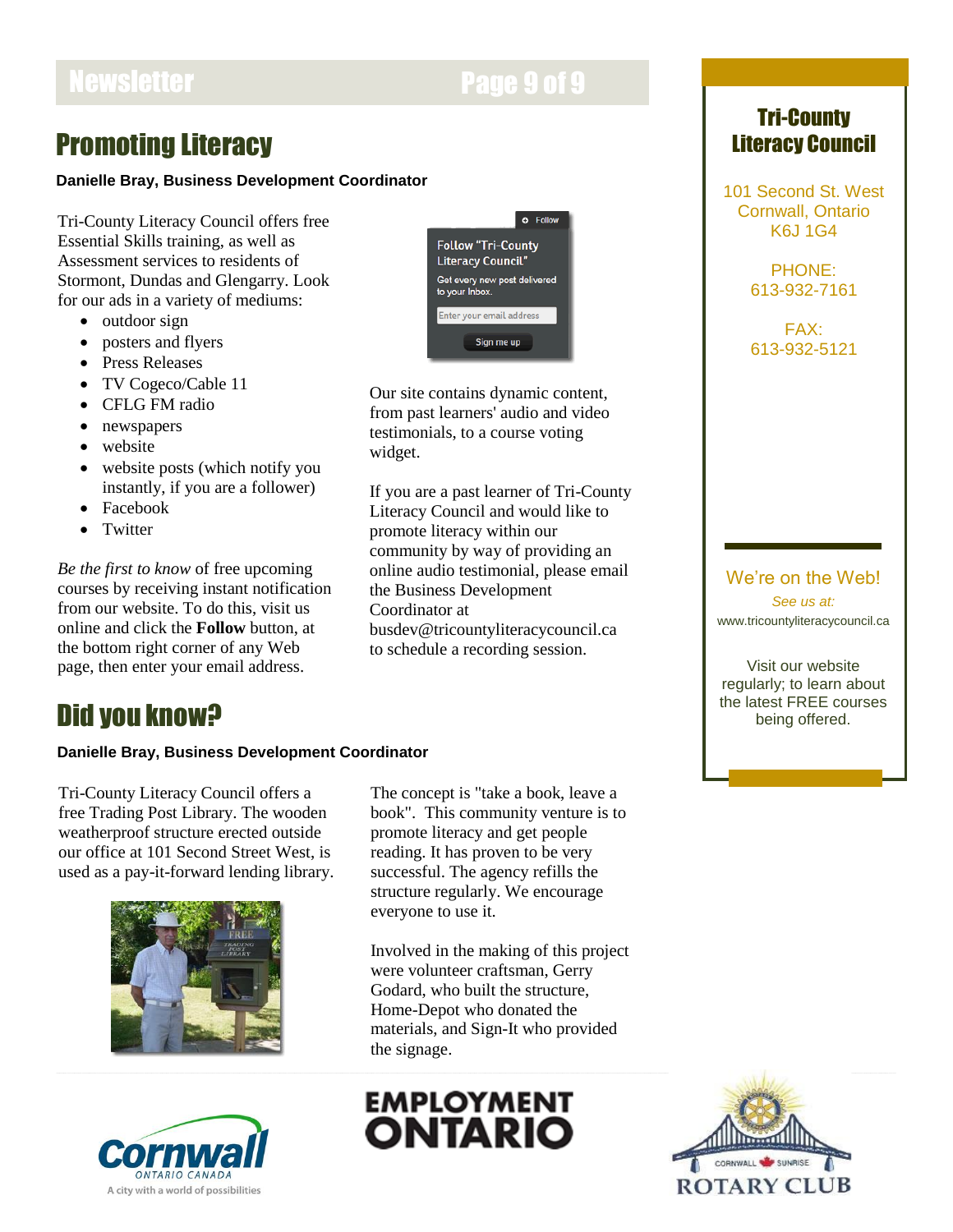## Promoting Literacy

**Danielle Bray, Business Development Coordinator**

Tri-County Literacy Council offers free Essential Skills training, as well as Assessment services to residents of Stormont, Dundas and Glengarry. Look for our ads in a variety of mediums:

- outdoor sign
- posters and flyers
- Press Releases
- TV Cogeco/Cable 11
- CFLG FM radio
- newspapers
- website
- website posts (which notify you instantly, if you are a follower)
- Facebook
- Twitter

*Be the first to know* of free upcoming courses by receiving instant notification from our website. To do this, visit us online and click the **Follow** button, at the bottom right corner of any Web page, then enter your email address.

Follow "Tri-County Literacy Council"

Get every new post delivered to your Inbox.

Enter your email address

Sign me up

Our site contains dynamic content, from past learners' audio and video testimonials, to a course voting widget.

If you are a past learner of Tri-County Literacy Council and would like to promote literacy within our community by way of providing an online audio testimonial, please email the Business Development Coordinator at busdev@tricountyliteracycouncil.ca to schedule a recording session.

## Did you know?

**Danielle Bray, Business Development Coordinator**

Tri-County Literacy Council offers a free Trading Post Library. The wooden weatherproof structure erected outside our office at 101 Second Street West, is used as a pay-it-forward lending library.

The concept is "take a book, leave a book". This community venture is to promote literacy and get people reading. It has proven to be very successful. The agency refills the structure regularly. We encourage everyone to use it.

Involved in the making of this project were volunteer craftsman, Gerry Godard, who built the structure, Home-Depot who donated the materials, and Sign-It who provided the signage.

## Tri-County Literacy Council

101 Second St. West
Cornwall, Ontario
K6J 1G4

PHONE:
613-932-7161

FAX:
613-932-5121

We're on the Web!

*See us at:*
www.tricountyliteracycouncil.ca

Visit our website regularly; to learn about the latest FREE courses being offered.

Cornwall Ontario Canada — A city with a world of possibilities

EMPLOYMENT ONTARIO

Cornwall Sunrise Rotary Club